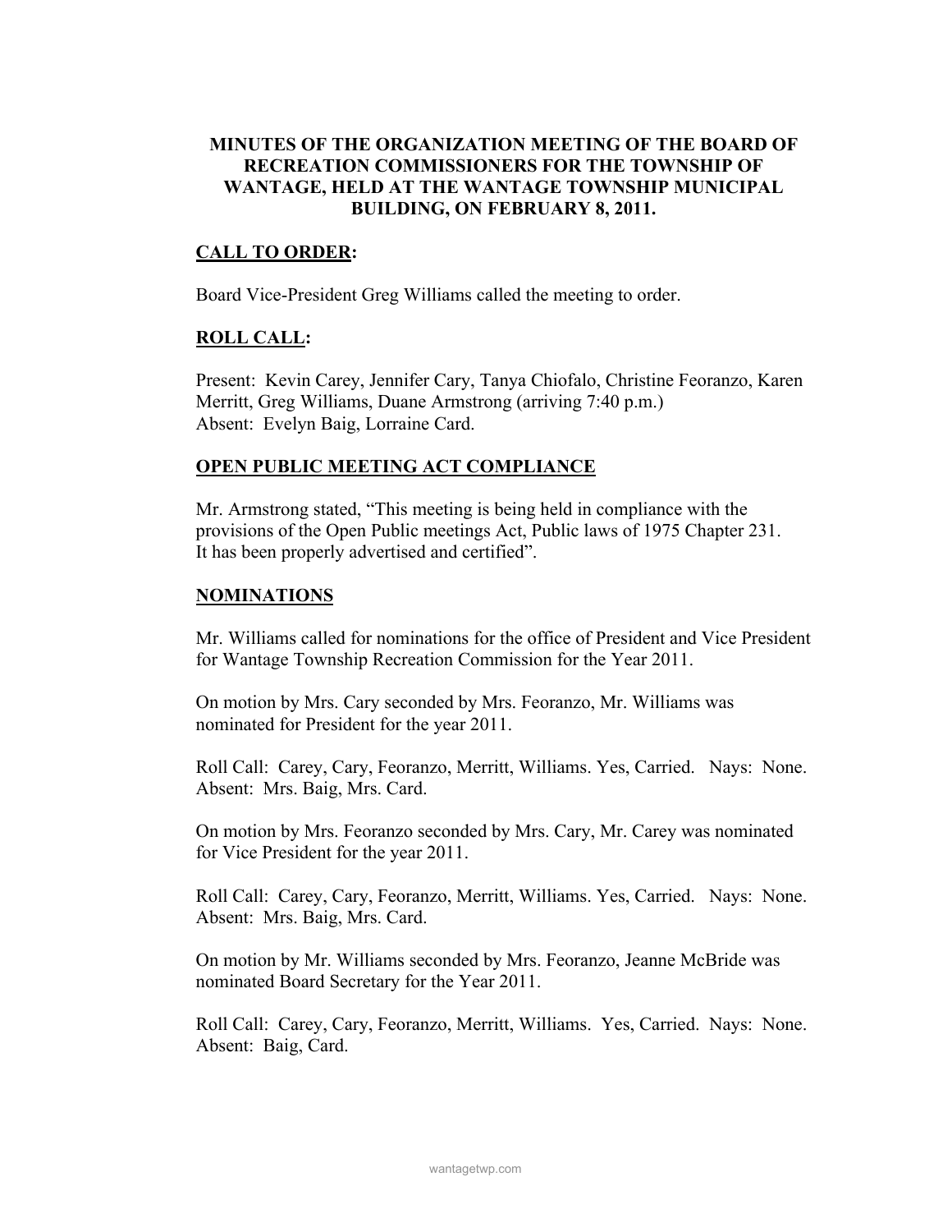**MINUTES OF THE ORGANIZATION MEETING OF THE BOARD OF RECREATION COMMISSIONERS FOR THE TOWNSHIP OF WANTAGE, HELD AT THE WANTAGE TOWNSHIP MUNICIPAL BUILDING, ON FEBRUARY 8, 2011.**

## CALL TO ORDER:

Board Vice-President Greg Williams called the meeting to order.

## ROLL CALL:

Present: Kevin Carey, Jennifer Cary, Tanya Chiofalo, Christine Feoranzo, Karen Merritt, Greg Williams, Duane Armstrong (arriving 7:40 p.m.)
Absent: Evelyn Baig, Lorraine Card.

## OPEN PUBLIC MEETING ACT COMPLIANCE

Mr. Armstrong stated, "This meeting is being held in compliance with the provisions of the Open Public meetings Act, Public laws of 1975 Chapter 231. It has been properly advertised and certified".

## NOMINATIONS

Mr. Williams called for nominations for the office of President and Vice President for Wantage Township Recreation Commission for the Year 2011.

On motion by Mrs. Cary seconded by Mrs. Feoranzo, Mr. Williams was nominated for President for the year 2011.

Roll Call: Carey, Cary, Feoranzo, Merritt, Williams. Yes, Carried. Nays: None. Absent: Mrs. Baig, Mrs. Card.

On motion by Mrs. Feoranzo seconded by Mrs. Cary, Mr. Carey was nominated for Vice President for the year 2011.

Roll Call: Carey, Cary, Feoranzo, Merritt, Williams. Yes, Carried. Nays: None. Absent: Mrs. Baig, Mrs. Card.

On motion by Mr. Williams seconded by Mrs. Feoranzo, Jeanne McBride was nominated Board Secretary for the Year 2011.

Roll Call: Carey, Cary, Feoranzo, Merritt, Williams. Yes, Carried. Nays: None. Absent: Baig, Card.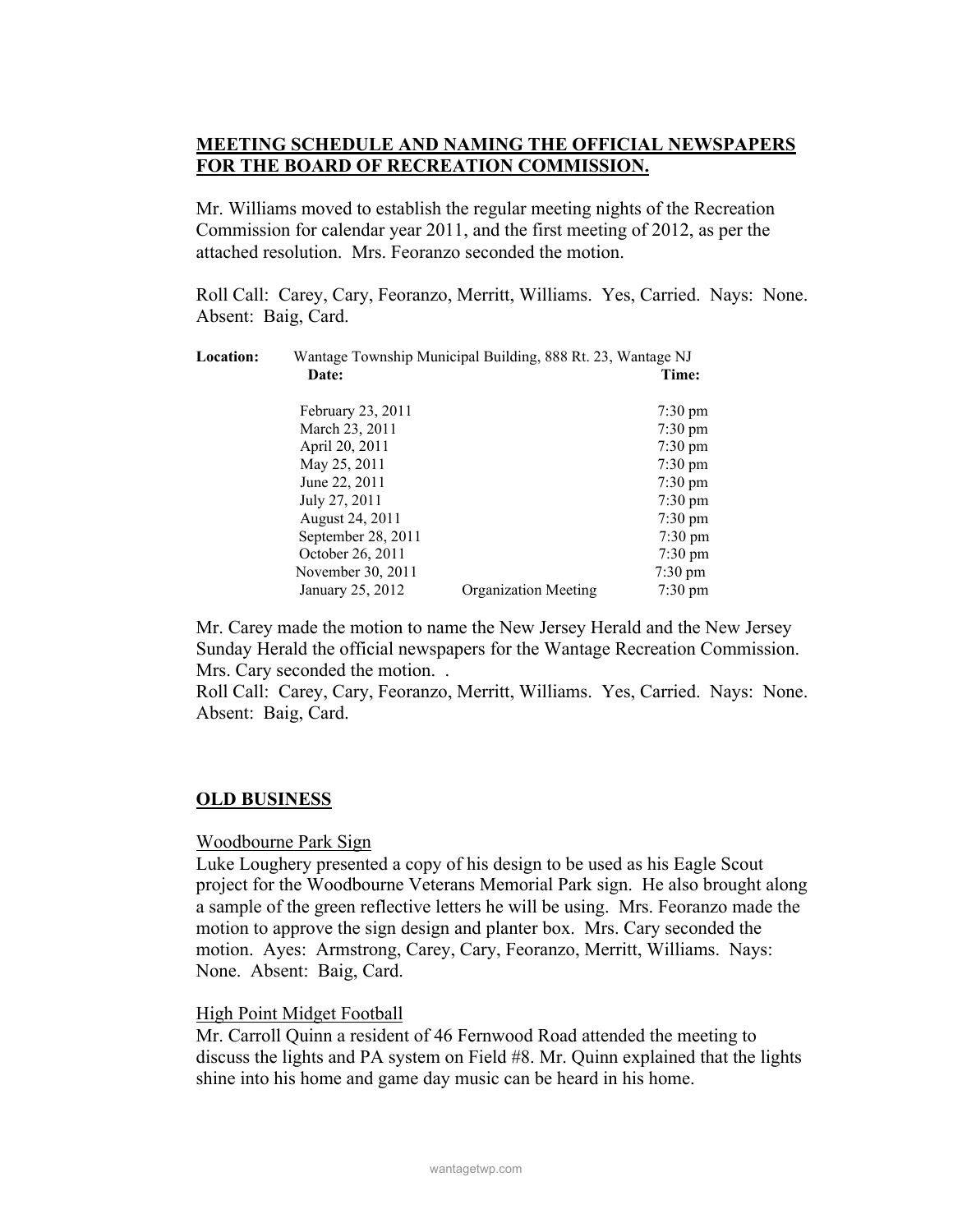**MEETING SCHEDULE AND NAMING THE OFFICIAL NEWSPAPERS FOR THE BOARD OF RECREATION COMMISSION.**

Mr. Williams moved to establish the regular meeting nights of the Recreation Commission for calendar year 2011, and the first meeting of 2012, as per the attached resolution. Mrs. Feoranzo seconded the motion.

Roll Call: Carey, Cary, Feoranzo, Merritt, Williams. Yes, Carried. Nays: None. Absent: Baig, Card.

**Location:** Wantage Township Municipal Building, 888 Rt. 23, Wantage NJ

| **Date:** | | **Time:** |
|---|---|---|
| February 23, 2011 | | 7:30 pm |
| March 23, 2011 | | 7:30 pm |
| April 20, 2011 | | 7:30 pm |
| May 25, 2011 | | 7:30 pm |
| June 22, 2011 | | 7:30 pm |
| July 27, 2011 | | 7:30 pm |
| August 24, 2011 | | 7:30 pm |
| September 28, 2011 | | 7:30 pm |
| October 26, 2011 | | 7:30 pm |
| November 30, 2011 | | 7:30 pm |
| January 25, 2012 | Organization Meeting | 7:30 pm |

Mr. Carey made the motion to name the New Jersey Herald and the New Jersey Sunday Herald the official newspapers for the Wantage Recreation Commission. Mrs. Cary seconded the motion. .
Roll Call: Carey, Cary, Feoranzo, Merritt, Williams. Yes, Carried. Nays: None. Absent: Baig, Card.

**OLD BUSINESS**

Woodbourne Park Sign
Luke Loughery presented a copy of his design to be used as his Eagle Scout project for the Woodbourne Veterans Memorial Park sign. He also brought along a sample of the green reflective letters he will be using. Mrs. Feoranzo made the motion to approve the sign design and planter box. Mrs. Cary seconded the motion. Ayes: Armstrong, Carey, Cary, Feoranzo, Merritt, Williams. Nays: None. Absent: Baig, Card.

High Point Midget Football
Mr. Carroll Quinn a resident of 46 Fernwood Road attended the meeting to discuss the lights and PA system on Field #8. Mr. Quinn explained that the lights shine into his home and game day music can be heard in his home.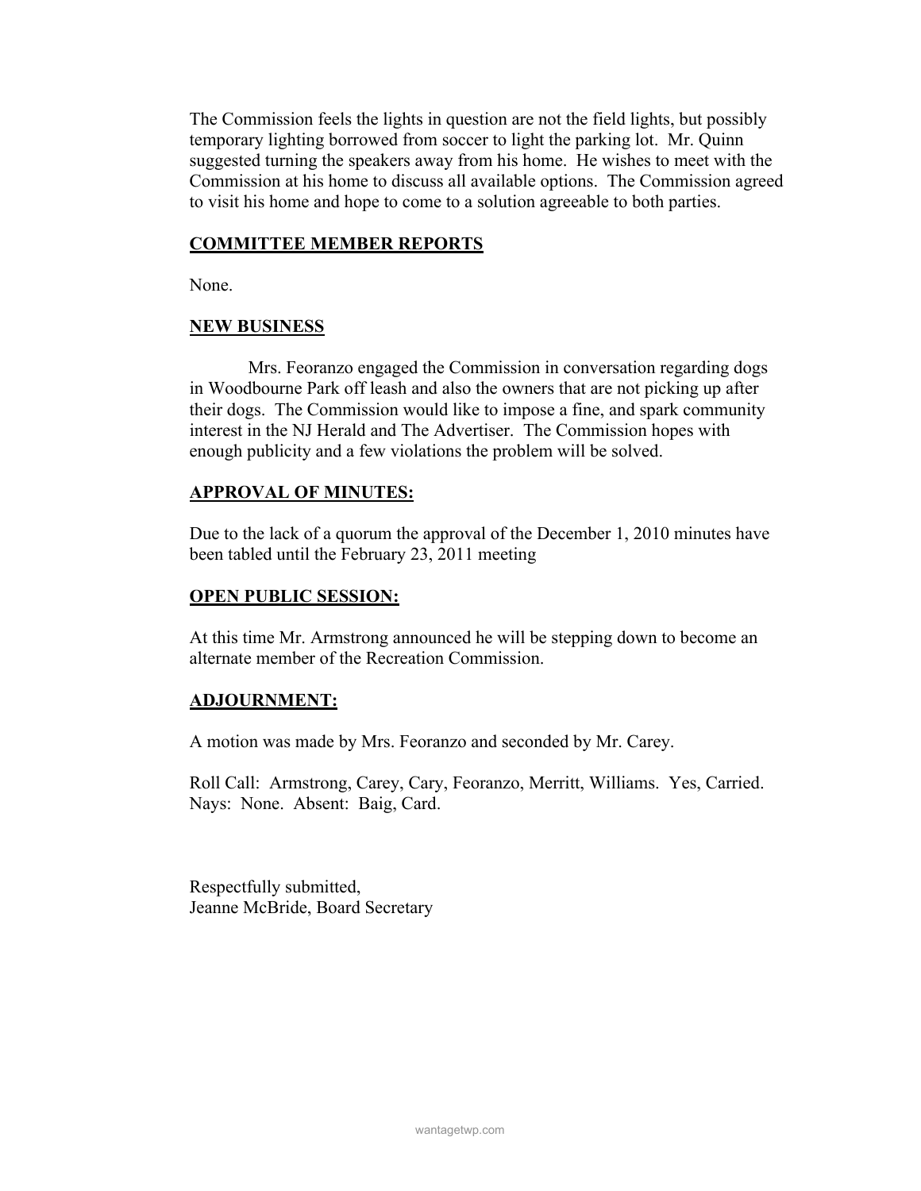The Commission feels the lights in question are not the field lights, but possibly temporary lighting borrowed from soccer to light the parking lot. Mr. Quinn suggested turning the speakers away from his home. He wishes to meet with the Commission at his home to discuss all available options. The Commission agreed to visit his home and hope to come to a solution agreeable to both parties.

## COMMITTEE MEMBER REPORTS

None.

## NEW BUSINESS

Mrs. Feoranzo engaged the Commission in conversation regarding dogs in Woodbourne Park off leash and also the owners that are not picking up after their dogs. The Commission would like to impose a fine, and spark community interest in the NJ Herald and The Advertiser. The Commission hopes with enough publicity and a few violations the problem will be solved.

## APPROVAL OF MINUTES:

Due to the lack of a quorum the approval of the December 1, 2010 minutes have been tabled until the February 23, 2011 meeting

## OPEN PUBLIC SESSION:

At this time Mr. Armstrong announced he will be stepping down to become an alternate member of the Recreation Commission.

## ADJOURNMENT:

A motion was made by Mrs. Feoranzo and seconded by Mr. Carey.

Roll Call: Armstrong, Carey, Cary, Feoranzo, Merritt, Williams. Yes, Carried.
Nays: None. Absent: Baig, Card.

Respectfully submitted,
Jeanne McBride, Board Secretary